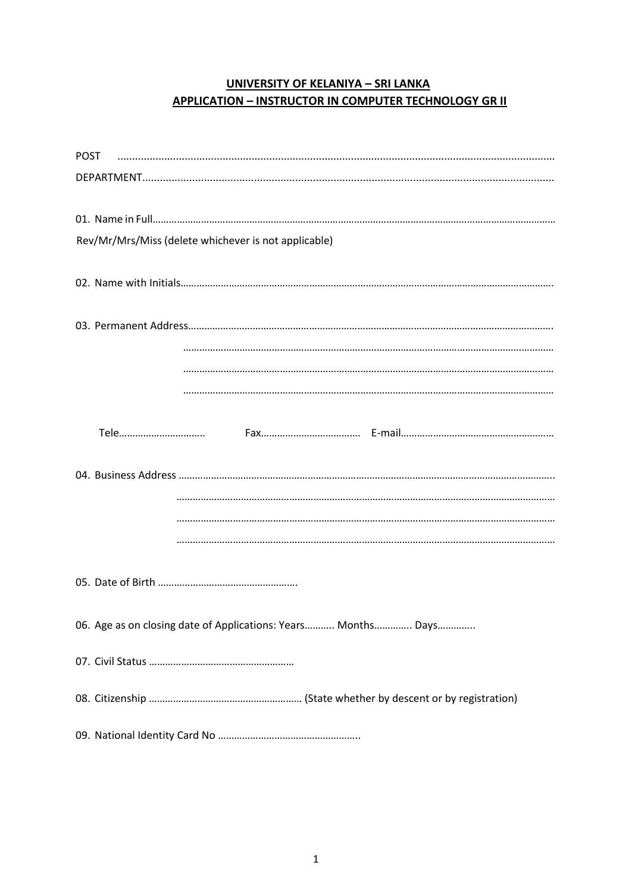**UNIVERSITY OF KELANIYA – SRI LANKA**

**APPLICATION – INSTRUCTOR IN COMPUTER TECHNOLOGY GR II**

POST ......................................................................................................................................................

DEPARTMENT............................................................................................................................................

01. Name in Full……………………………………………………………………………………………………………………………………

Rev/Mr/Mrs/Miss (delete whichever is not applicable)

02. Name with Initials……………………………………………………………………………………………………………………….

03. Permanent Address…………………………………………………………………………………………………………………….

……………………………………………………………………………………………………………………………

……………………………………………………………………………………………………………………………

……………………………………………………………………………………………………………………………

Tele………………………….. Fax……………………………… E-mail…………………………………………………

04. Business Address ……………………………………………………………………………………………………………………….

……………………………………………………………………………………………………………………………

……………………………………………………………………………………………………………………………

……………………………………………………………………………………………………………………………

05. Date of Birth …………………………………………….

06. Age as on closing date of Applications: Years……….. Months………….. Days…………..

07. Civil Status ………………………………………………

08. Citizenship ………………………………………………… (State whether by descent or by registration)

09. National Identity Card No ……………………………………………..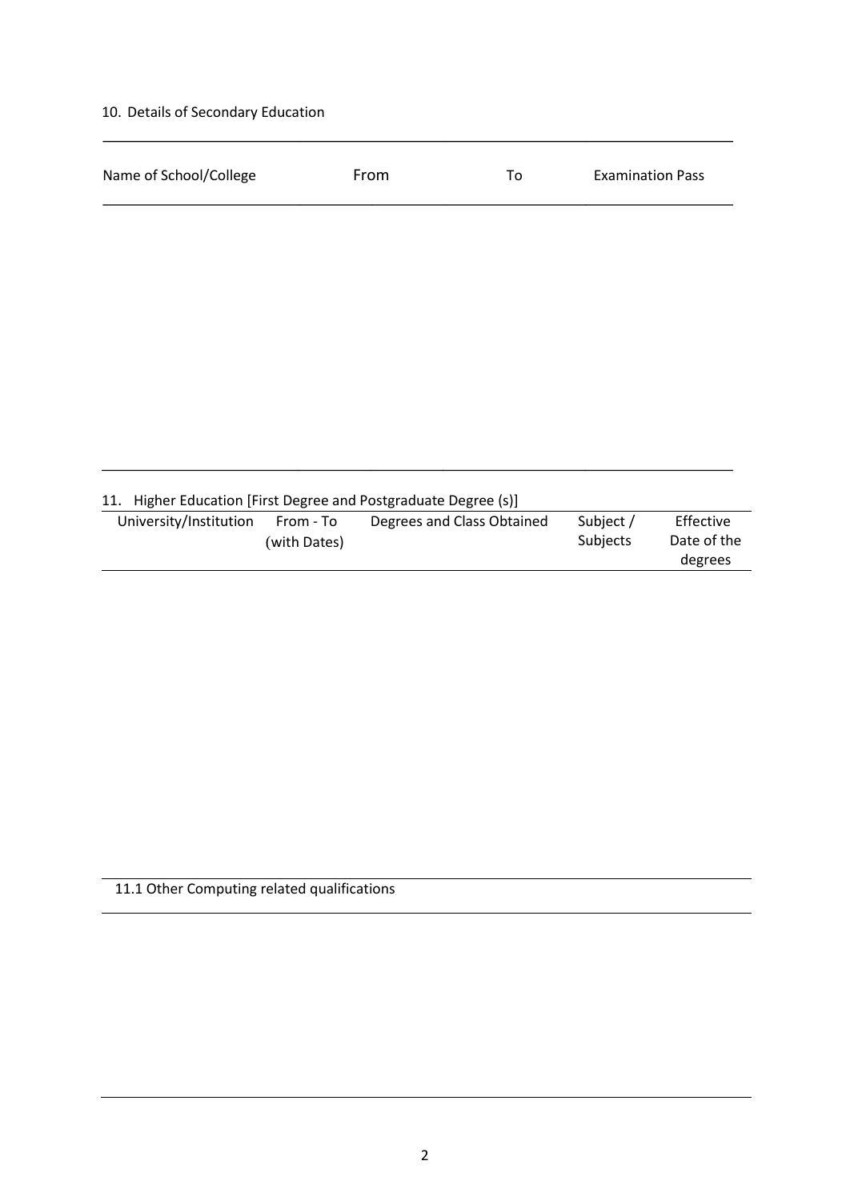10. Details of Secondary Education

| Name of School/College | From | To | Examination Pass |
| --- | --- | --- | --- |
| | | | |

11. Higher Education [First Degree and Postgraduate Degree (s)]

| University/Institution | From - To (with Dates) | Degrees and Class Obtained | Subject / Subjects | Effective Date of the degrees |
| --- | --- | --- | --- | --- |
| | | | | |

11.1 Other Computing related qualifications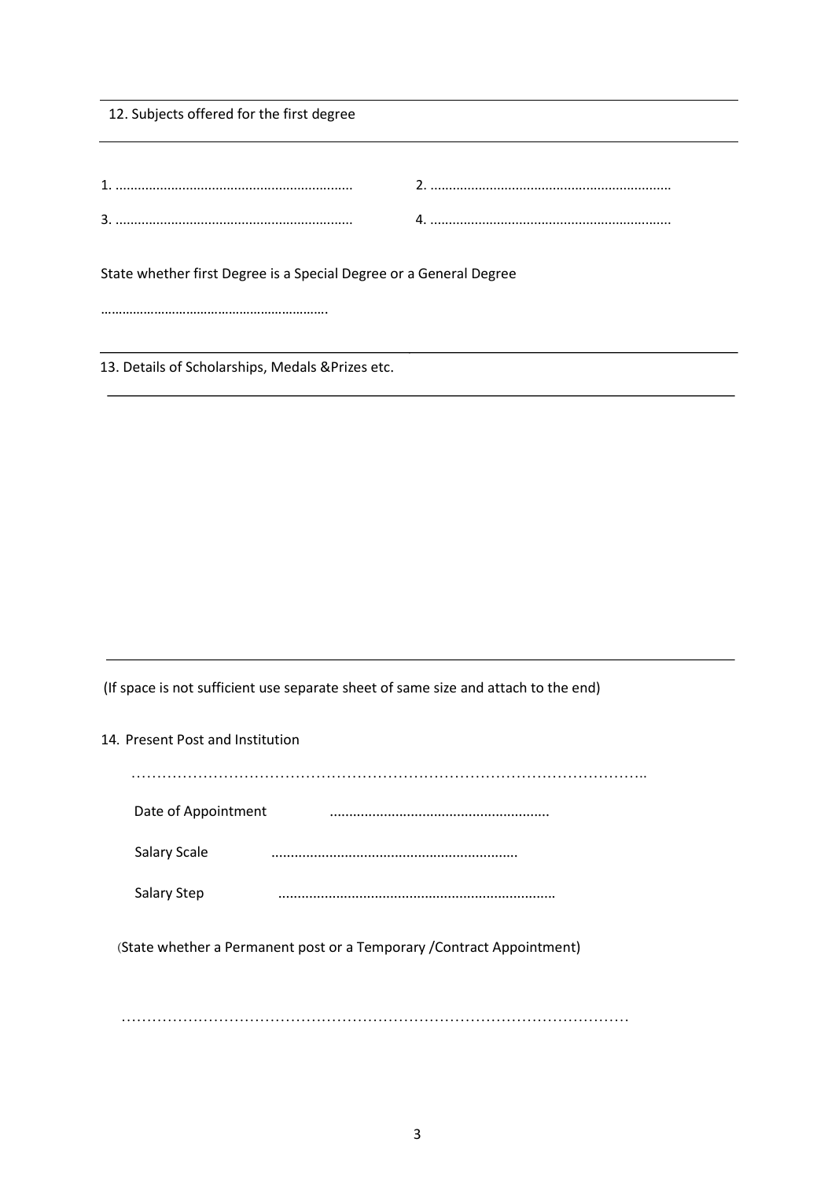12. Subjects offered for the first degree

1. ..............................................................  2. ..............................................................

3. ..............................................................  4. ..............................................................

State whether first Degree is a Special Degree or a General Degree

……………………………………………………

13. Details of Scholarships, Medals &Prizes etc.

(If space is not sufficient use separate sheet of same size and attach to the end)

14. Present Post and Institution

…………………………………………………………………………………………..

Date of Appointment ........................................................

Salary Scale ..............................................................

Salary Step ......................................................................

(State whether a Permanent post or a Temporary /Contract Appointment)

…………………………………………………………………………………………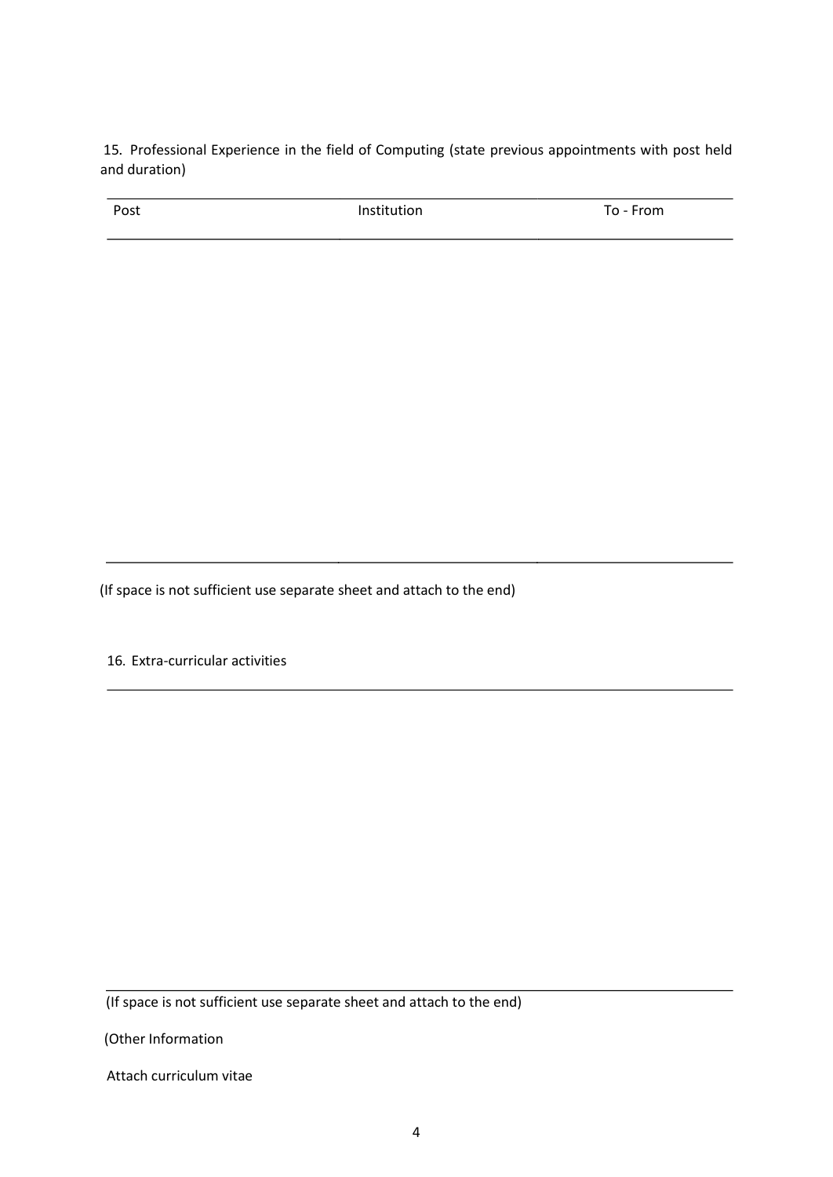15. Professional Experience in the field of Computing (state previous appointments with post held and duration)

| Post | Institution | To - From |
| --- | --- | --- |
| | | |

(If space is not sufficient use separate sheet and attach to the end)

16. Extra-curricular activities

(If space is not sufficient use separate sheet and attach to the end)

(Other Information

Attach curriculum vitae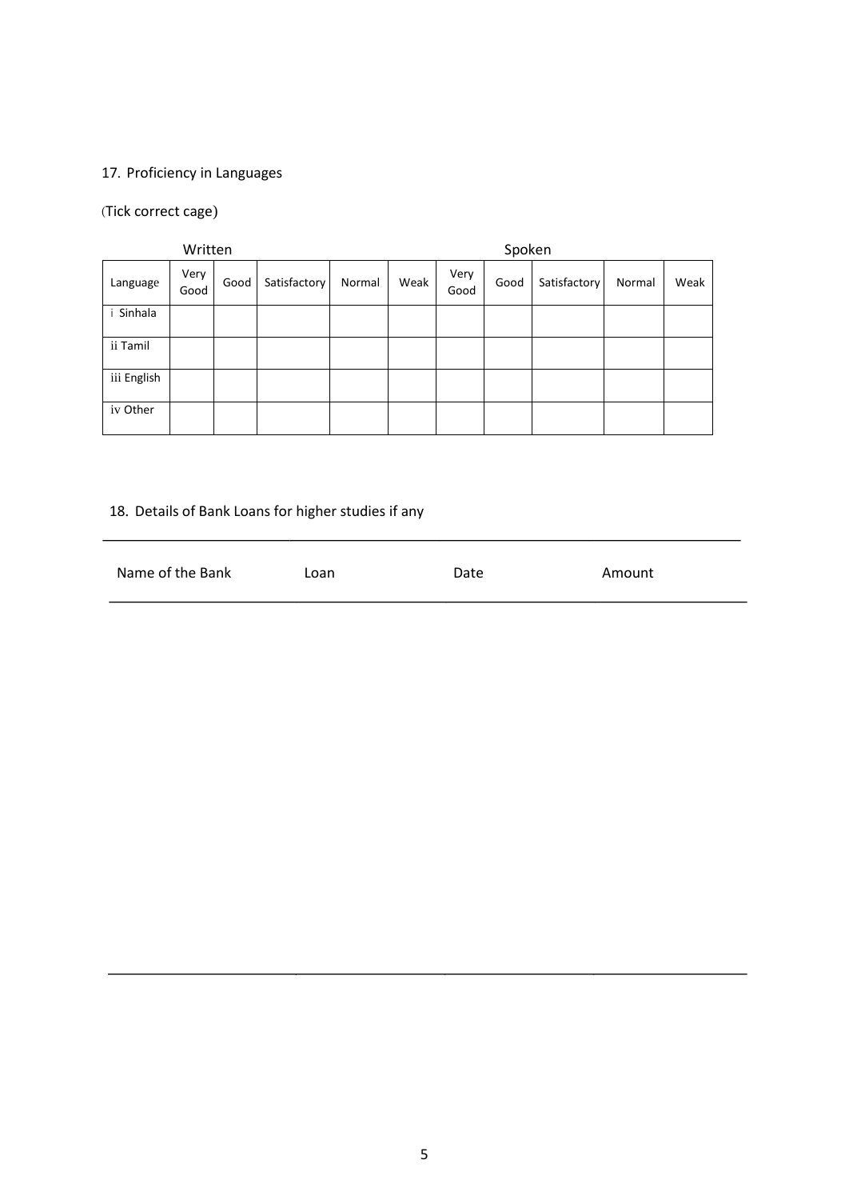17. Proficiency in Languages

(Tick correct cage)

| | Written | | | | | Spoken | | | | |
|---|---|---|---|---|---|---|---|---|---|---|
| Language | Very Good | Good | Satisfactory | Normal | Weak | Very Good | Good | Satisfactory | Normal | Weak |
| i Sinhala | | | | | | | | | | |
| ii Tamil | | | | | | | | | | |
| iii English | | | | | | | | | | |
| iv Other | | | | | | | | | | |

18. Details of Bank Loans for higher studies if any

| Name of the Bank | Loan | Date | Amount |
|---|---|---|---|
| | | | |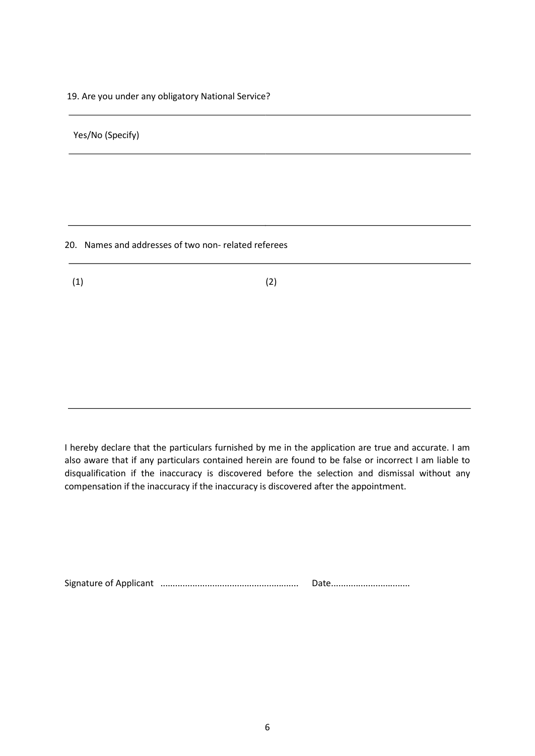19. Are you under any obligatory National Service?

Yes/No (Specify)

20. Names and addresses of two non- related referees

(1) (2)

I hereby declare that the particulars furnished by me in the application are true and accurate. I am also aware that if any particulars contained herein are found to be false or incorrect I am liable to disqualification if the inaccuracy is discovered before the selection and dismissal without any compensation if the inaccuracy if the inaccuracy is discovered after the appointment.

Signature of Applicant ........................................................ Date................................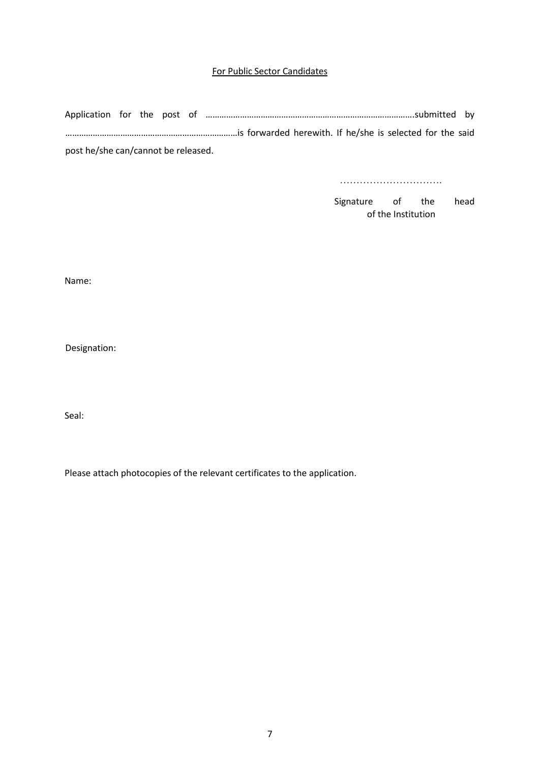For Public Sector Candidates

Application for the post of ……………………………………………………………………………….submitted by ………………………………………………………………is forwarded herewith. If he/she is selected for the said post he/she can/cannot be released.

…………………………

Signature of the head of the Institution

Name:

Designation:

Seal:

Please attach photocopies of the relevant certificates to the application.